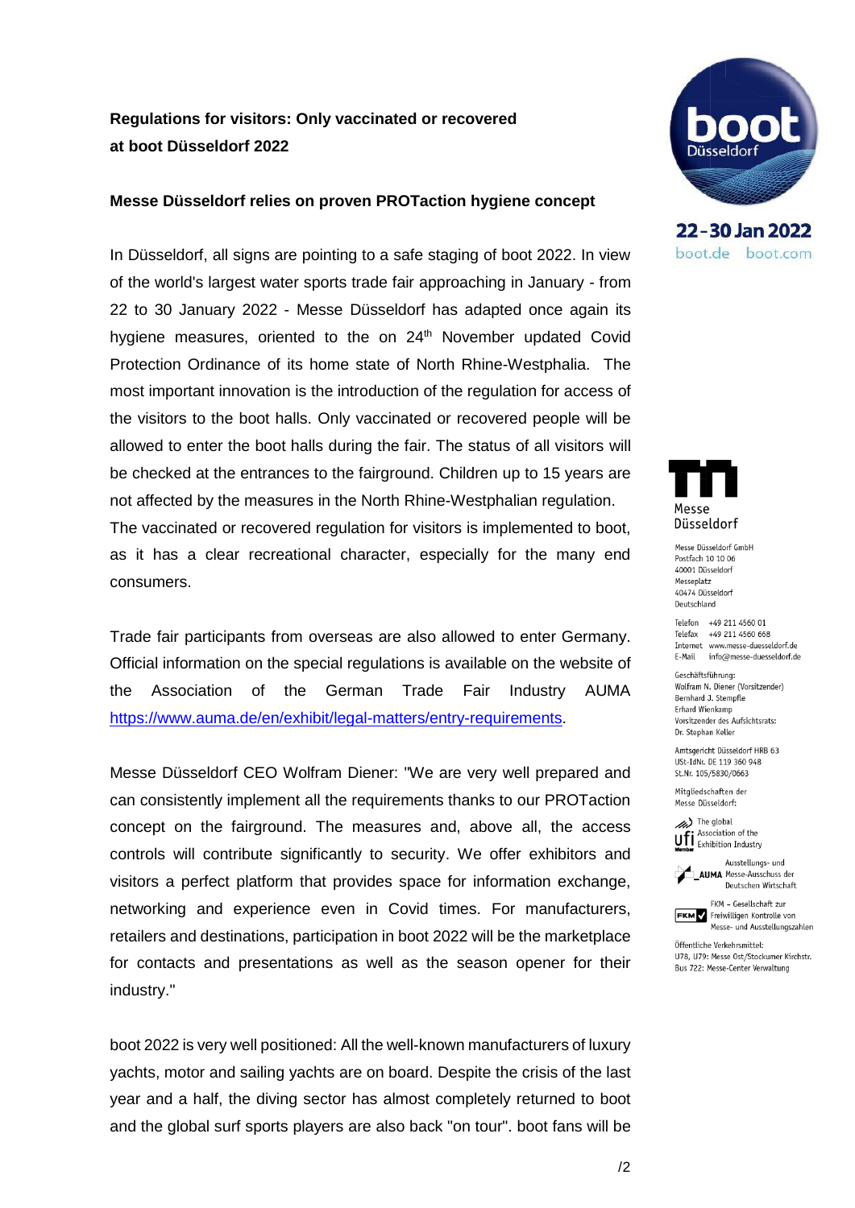**Regulations for visitors: Only vaccinated or recovered at boot Düsseldorf 2022**

**Messe Düsseldorf relies on proven PROTaction hygiene concept**

In Düsseldorf, all signs are pointing to a safe staging of boot 2022. In view of the world's largest water sports trade fair approaching in January - from 22 to 30 January 2022 - Messe Düsseldorf has adapted once again its hygiene measures, oriented to the on 24th November updated Covid Protection Ordinance of its home state of North Rhine-Westphalia. The most important innovation is the introduction of the regulation for access of the visitors to the boot halls. Only vaccinated or recovered people will be allowed to enter the boot halls during the fair. The status of all visitors will be checked at the entrances to the fairground. Children up to 15 years are not affected by the measures in the North Rhine-Westphalian regulation. The vaccinated or recovered regulation for visitors is implemented to boot, as it has a clear recreational character, especially for the many end consumers.

Trade fair participants from overseas are also allowed to enter Germany. Official information on the special regulations is available on the website of the Association of the German Trade Fair Industry AUMA https://www.auma.de/en/exhibit/legal-matters/entry-requirements.

Messe Düsseldorf CEO Wolfram Diener: "We are very well prepared and can consistently implement all the requirements thanks to our PROTaction concept on the fairground. The measures and, above all, the access controls will contribute significantly to security. We offer exhibitors and visitors a perfect platform that provides space for information exchange, networking and experience even in Covid times. For manufacturers, retailers and destinations, participation in boot 2022 will be the marketplace for contacts and presentations as well as the season opener for their industry."

boot 2022 is very well positioned: All the well-known manufacturers of luxury yachts, motor and sailing yachts are on board. Despite the crisis of the last year and a half, the diving sector has almost completely returned to boot and the global surf sports players are also back "on tour". boot fans will be

boot Düsseldorf
22 - 30 Jan 2022
boot.de boot.com

Messe Düsseldorf

Messe Düsseldorf GmbH
Postfach 10 10 06
40001 Düsseldorf
Messeplatz
40474 Düsseldorf
Deutschland

Telefon +49 211 4560 01
Telefax +49 211 4560 668
Internet www.messe-duesseldorf.de
E-Mail info@messe-duesseldorf.de

Geschäftsführung:
Wolfram N. Diener (Vorsitzender)
Bernhard J. Stempfle
Erhard Wienkamp
Vorsitzender des Aufsichtsrats:
Dr. Stephan Keller

Amtsgericht Düsseldorf HRB 63
USt-IdNr. DE 119 360 948
St.Nr. 105/5830/0663

Mitgliedschaften der
Messe Düsseldorf:

ufi – The global Association of the Exhibition Industry

AUMA – Ausstellungs- und Messe-Ausschuss der Deutschen Wirtschaft

FKM – Gesellschaft zur Freiwilligen Kontrolle von Messe- und Ausstellungszahlen

Öffentliche Verkehrsmittel:
U78, U79: Messe Ost/Stockumer Kirchstr.
Bus 722: Messe-Center Verwaltung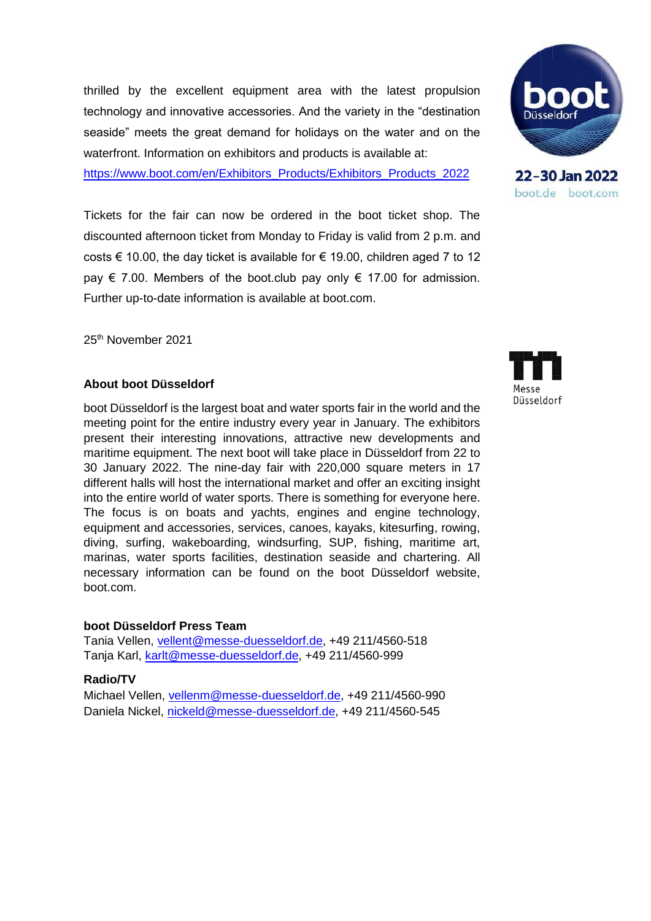thrilled by the excellent equipment area with the latest propulsion technology and innovative accessories. And the variety in the “destination seaside” meets the great demand for holidays on the water and on the waterfront. Information on exhibitors and products is available at: https://www.boot.com/en/Exhibitors_Products/Exhibitors_Products_2022

Tickets for the fair can now be ordered in the boot ticket shop. The discounted afternoon ticket from Monday to Friday is valid from 2 p.m. and costs € 10.00, the day ticket is available for € 19.00, children aged 7 to 12 pay € 7.00. Members of the boot.club pay only € 17.00 for admission. Further up-to-date information is available at boot.com.

25th November 2021

**About boot Düsseldorf**

boot Düsseldorf is the largest boat and water sports fair in the world and the meeting point for the entire industry every year in January. The exhibitors present their interesting innovations, attractive new developments and maritime equipment. The next boot will take place in Düsseldorf from 22 to 30 January 2022. The nine-day fair with 220,000 square meters in 17 different halls will host the international market and offer an exciting insight into the entire world of water sports. There is something for everyone here. The focus is on boats and yachts, engines and engine technology, equipment and accessories, services, canoes, kayaks, kitesurfing, rowing, diving, surfing, wakeboarding, windsurfing, SUP, fishing, maritime art, marinas, water sports facilities, destination seaside and chartering. All necessary information can be found on the boot Düsseldorf website, boot.com.

**boot Düsseldorf Press Team**
Tania Vellen, vellent@messe-duesseldorf.de, +49 211/4560-518
Tanja Karl, karlt@messe-duesseldorf.de, +49 211/4560-999

**Radio/TV**
Michael Vellen, vellenm@messe-duesseldorf.de, +49 211/4560-990
Daniela Nickel, nickeld@messe-duesseldorf.de, +49 211/4560-545

boot Düsseldorf
22–30 Jan 2022
boot.de boot.com

Messe Düsseldorf